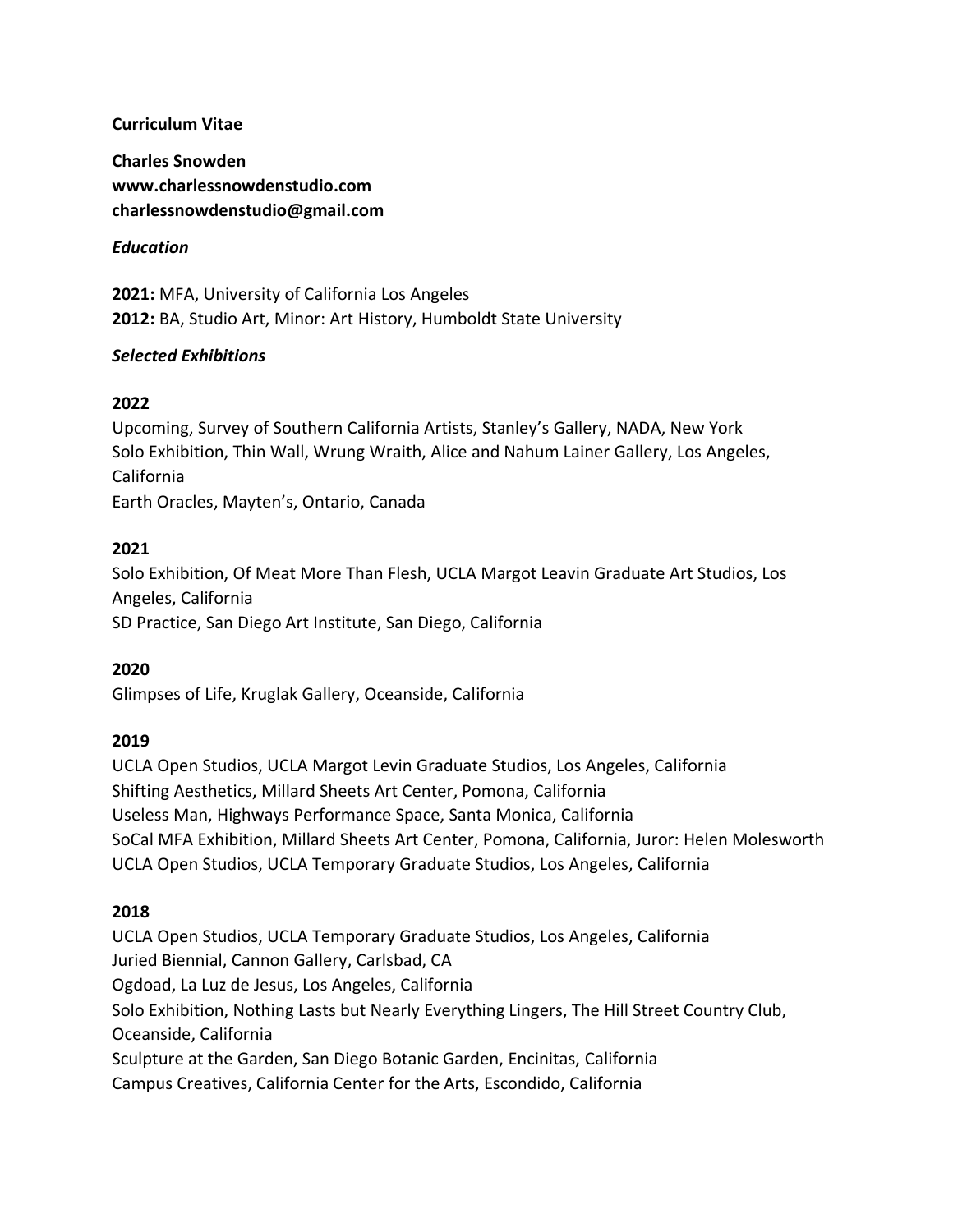**Curriculum Vitae**

**Charles Snowden**
**www.charlessnowdenstudio.com**
**charlessnowdenstudio@gmail.com**

***Education***

**2021:** MFA, University of California Los Angeles
**2012:** BA, Studio Art, Minor: Art History, Humboldt State University

***Selected Exhibitions***

**2022**

Upcoming, Survey of Southern California Artists, Stanley's Gallery, NADA, New York
Solo Exhibition, Thin Wall, Wrung Wraith, Alice and Nahum Lainer Gallery, Los Angeles, California
Earth Oracles, Mayten's, Ontario, Canada

**2021**

Solo Exhibition, Of Meat More Than Flesh, UCLA Margot Leavin Graduate Art Studios, Los Angeles, California
SD Practice, San Diego Art Institute, San Diego, California

**2020**

Glimpses of Life, Kruglak Gallery, Oceanside, California

**2019**

UCLA Open Studios, UCLA Margot Levin Graduate Studios, Los Angeles, California
Shifting Aesthetics, Millard Sheets Art Center, Pomona, California
Useless Man, Highways Performance Space, Santa Monica, California
SoCal MFA Exhibition, Millard Sheets Art Center, Pomona, California, Juror: Helen Molesworth
UCLA Open Studios, UCLA Temporary Graduate Studios, Los Angeles, California

**2018**

UCLA Open Studios, UCLA Temporary Graduate Studios, Los Angeles, California
Juried Biennial, Cannon Gallery, Carlsbad, CA
Ogdoad, La Luz de Jesus, Los Angeles, California
Solo Exhibition, Nothing Lasts but Nearly Everything Lingers, The Hill Street Country Club, Oceanside, California
Sculpture at the Garden, San Diego Botanic Garden, Encinitas, California
Campus Creatives, California Center for the Arts, Escondido, California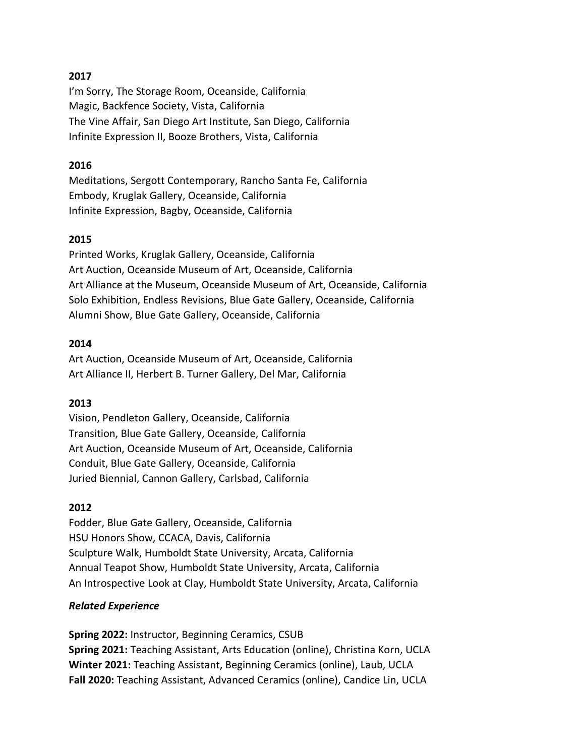**2017**

I'm Sorry, The Storage Room, Oceanside, California
Magic, Backfence Society, Vista, California
The Vine Affair, San Diego Art Institute, San Diego, California
Infinite Expression II, Booze Brothers, Vista, California

**2016**

Meditations, Sergott Contemporary, Rancho Santa Fe, California
Embody, Kruglak Gallery, Oceanside, California
Infinite Expression, Bagby, Oceanside, California

**2015**

Printed Works, Kruglak Gallery, Oceanside, California
Art Auction, Oceanside Museum of Art, Oceanside, California
Art Alliance at the Museum, Oceanside Museum of Art, Oceanside, California
Solo Exhibition, Endless Revisions, Blue Gate Gallery, Oceanside, California
Alumni Show, Blue Gate Gallery, Oceanside, California

**2014**

Art Auction, Oceanside Museum of Art, Oceanside, California
Art Alliance II, Herbert B. Turner Gallery, Del Mar, California

**2013**

Vision, Pendleton Gallery, Oceanside, California
Transition, Blue Gate Gallery, Oceanside, California
Art Auction, Oceanside Museum of Art, Oceanside, California
Conduit, Blue Gate Gallery, Oceanside, California
Juried Biennial, Cannon Gallery, Carlsbad, California

**2012**

Fodder, Blue Gate Gallery, Oceanside, California
HSU Honors Show, CCACA, Davis, California
Sculpture Walk, Humboldt State University, Arcata, California
Annual Teapot Show, Humboldt State University, Arcata, California
An Introspective Look at Clay, Humboldt State University, Arcata, California

***Related Experience***

**Spring 2022:** Instructor, Beginning Ceramics, CSUB
**Spring 2021:** Teaching Assistant, Arts Education (online), Christina Korn, UCLA
**Winter 2021:** Teaching Assistant, Beginning Ceramics (online), Laub, UCLA
**Fall 2020:** Teaching Assistant, Advanced Ceramics (online), Candice Lin, UCLA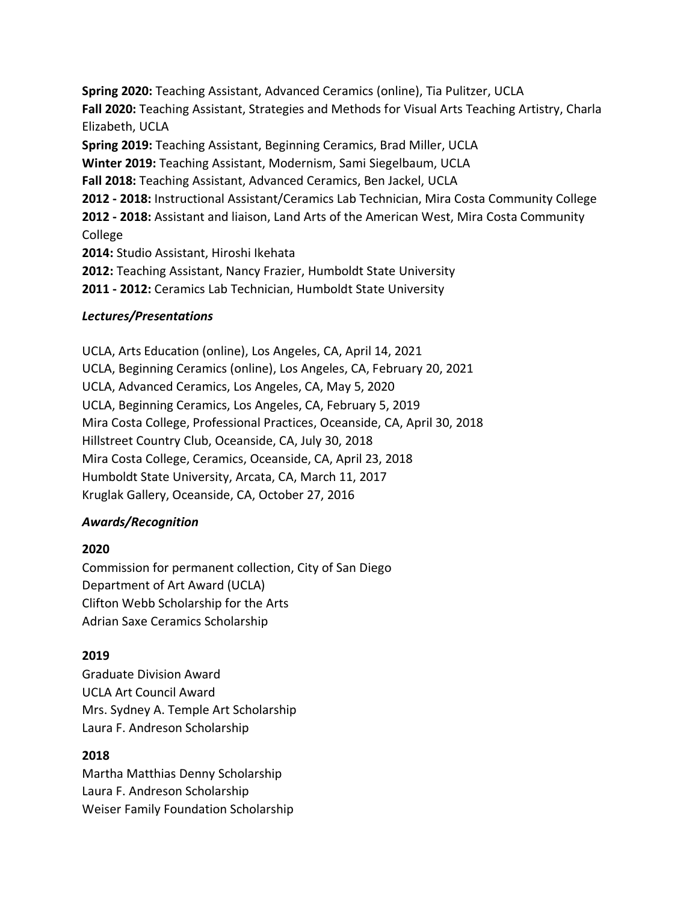**Spring 2020:** Teaching Assistant, Advanced Ceramics (online), Tia Pulitzer, UCLA
**Fall 2020:** Teaching Assistant, Strategies and Methods for Visual Arts Teaching Artistry, Charla Elizabeth, UCLA
**Spring 2019:** Teaching Assistant, Beginning Ceramics, Brad Miller, UCLA
**Winter 2019:** Teaching Assistant, Modernism, Sami Siegelbaum, UCLA
**Fall 2018:** Teaching Assistant, Advanced Ceramics, Ben Jackel, UCLA
**2012 - 2018:** Instructional Assistant/Ceramics Lab Technician, Mira Costa Community College
**2012 - 2018:** Assistant and liaison, Land Arts of the American West, Mira Costa Community College
**2014:** Studio Assistant, Hiroshi Ikehata
**2012:** Teaching Assistant, Nancy Frazier, Humboldt State University
**2011 - 2012:** Ceramics Lab Technician, Humboldt State University

### *Lectures/Presentations*

UCLA, Arts Education (online), Los Angeles, CA, April 14, 2021
UCLA, Beginning Ceramics (online), Los Angeles, CA, February 20, 2021
UCLA, Advanced Ceramics, Los Angeles, CA, May 5, 2020
UCLA, Beginning Ceramics, Los Angeles, CA, February 5, 2019
Mira Costa College, Professional Practices, Oceanside, CA, April 30, 2018
Hillstreet Country Club, Oceanside, CA, July 30, 2018
Mira Costa College, Ceramics, Oceanside, CA, April 23, 2018
Humboldt State University, Arcata, CA, March 11, 2017
Kruglak Gallery, Oceanside, CA, October 27, 2016

### *Awards/Recognition*

**2020**

Commission for permanent collection, City of San Diego
Department of Art Award (UCLA)
Clifton Webb Scholarship for the Arts
Adrian Saxe Ceramics Scholarship

**2019**

Graduate Division Award
UCLA Art Council Award
Mrs. Sydney A. Temple Art Scholarship
Laura F. Andreson Scholarship

**2018**

Martha Matthias Denny Scholarship
Laura F. Andreson Scholarship
Weiser Family Foundation Scholarship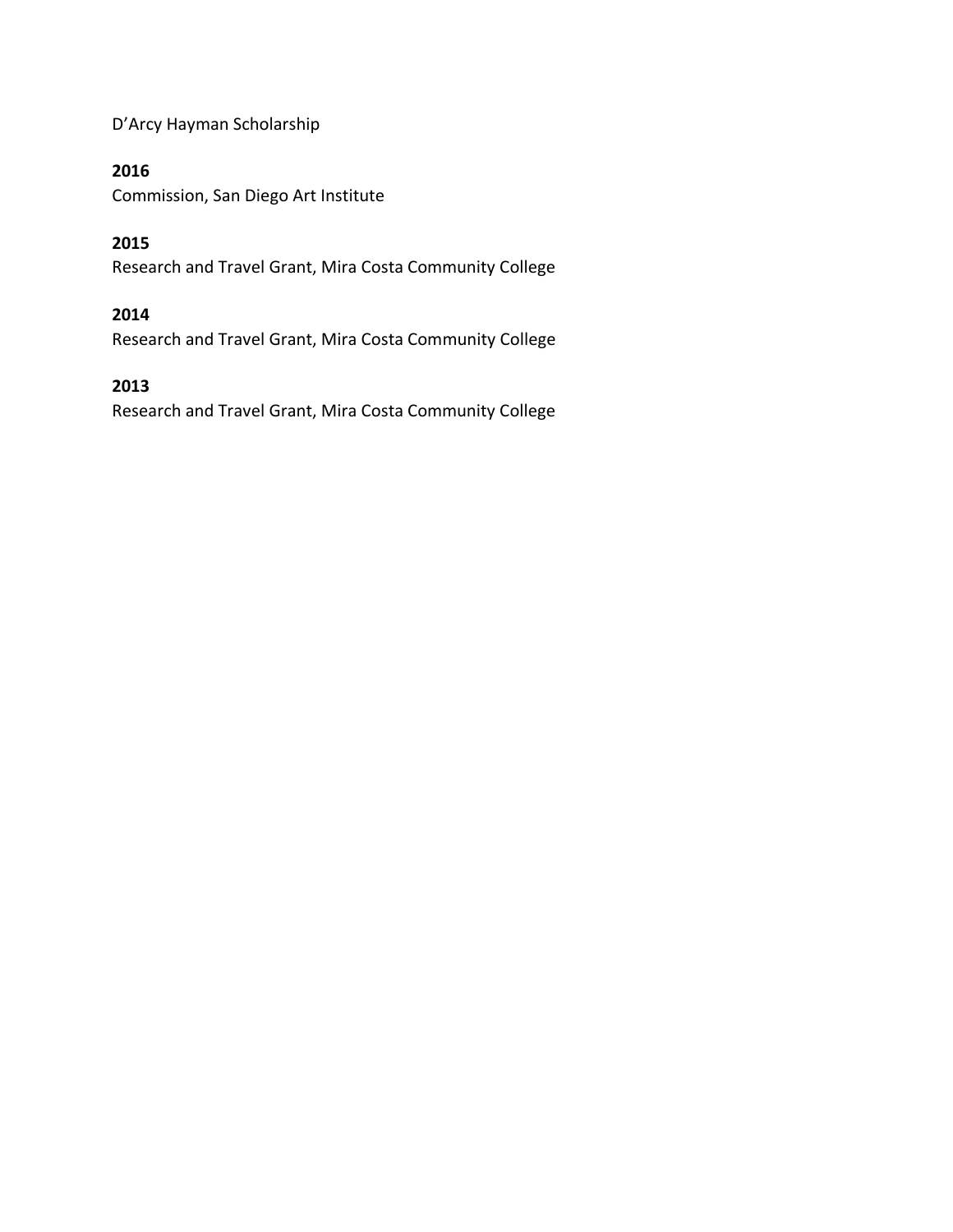D'Arcy Hayman Scholarship

**2016**
Commission, San Diego Art Institute

**2015**
Research and Travel Grant, Mira Costa Community College

**2014**
Research and Travel Grant, Mira Costa Community College

**2013**
Research and Travel Grant, Mira Costa Community College